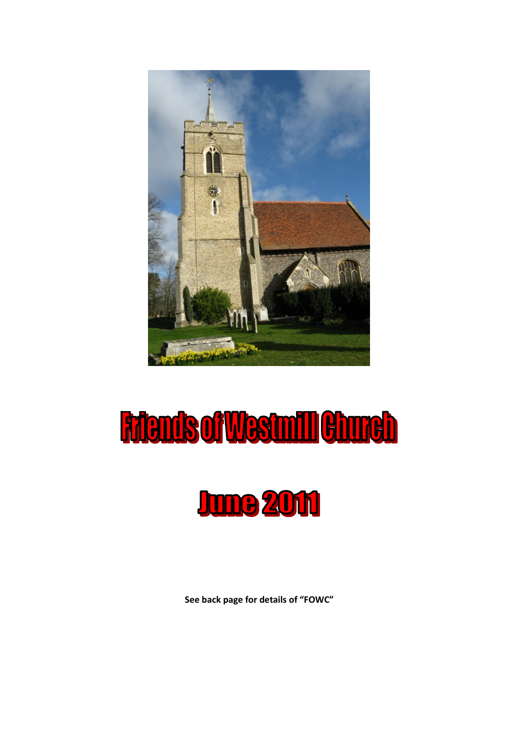# Friends of Westmill Church

# June 2011

**See back page for details of "FOWC"**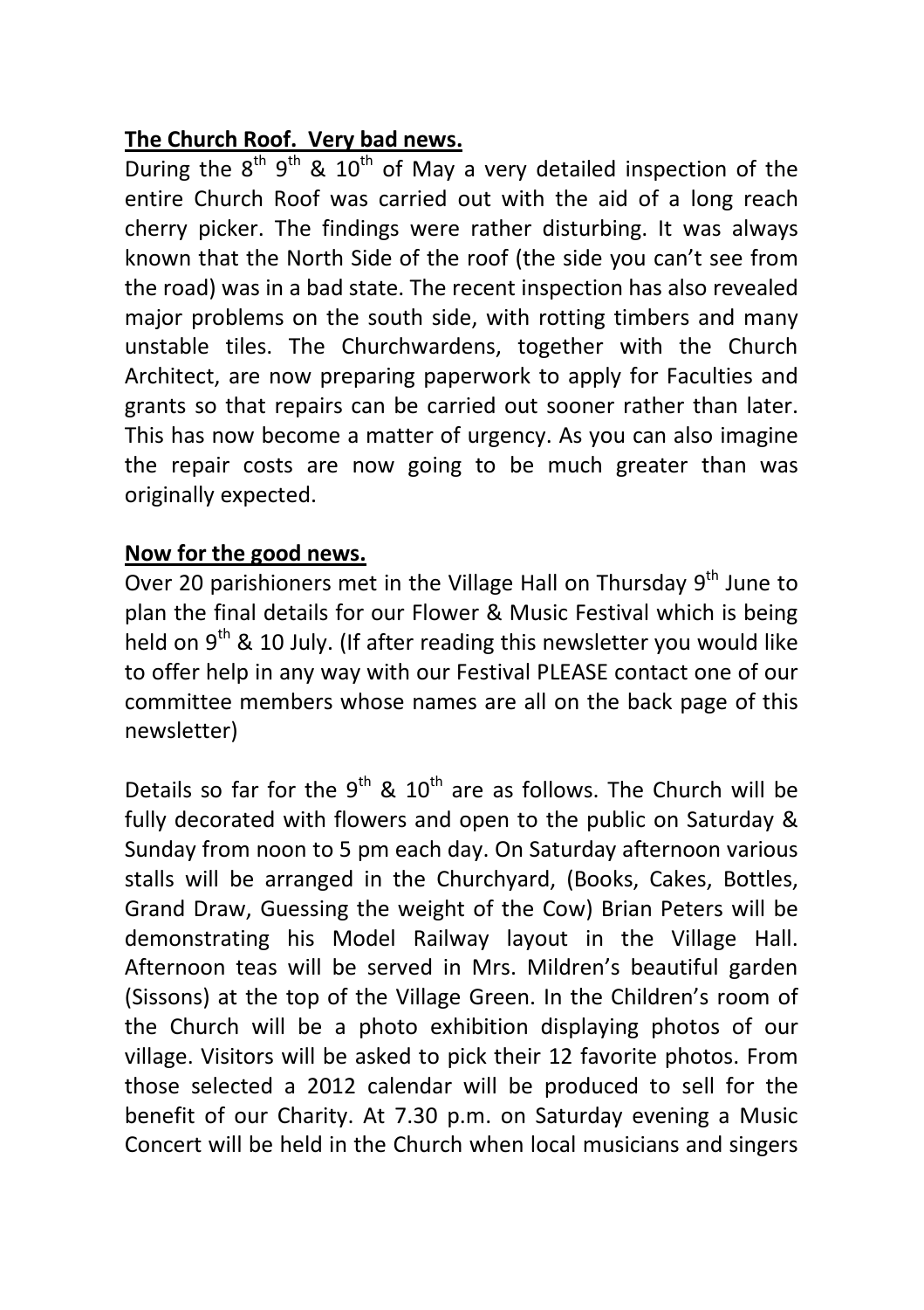**The Church Roof. Very bad news.**

During the 8th 9th & 10th of May a very detailed inspection of the entire Church Roof was carried out with the aid of a long reach cherry picker. The findings were rather disturbing. It was always known that the North Side of the roof (the side you can't see from the road) was in a bad state. The recent inspection has also revealed major problems on the south side, with rotting timbers and many unstable tiles. The Churchwardens, together with the Church Architect, are now preparing paperwork to apply for Faculties and grants so that repairs can be carried out sooner rather than later. This has now become a matter of urgency. As you can also imagine the repair costs are now going to be much greater than was originally expected.

**Now for the good news.**

Over 20 parishioners met in the Village Hall on Thursday 9th June to plan the final details for our Flower & Music Festival which is being held on 9th & 10 July. (If after reading this newsletter you would like to offer help in any way with our Festival PLEASE contact one of our committee members whose names are all on the back page of this newsletter)

Details so far for the 9th & 10th are as follows. The Church will be fully decorated with flowers and open to the public on Saturday & Sunday from noon to 5 pm each day. On Saturday afternoon various stalls will be arranged in the Churchyard, (Books, Cakes, Bottles, Grand Draw, Guessing the weight of the Cow) Brian Peters will be demonstrating his Model Railway layout in the Village Hall. Afternoon teas will be served in Mrs. Mildren's beautiful garden (Sissons) at the top of the Village Green. In the Children's room of the Church will be a photo exhibition displaying photos of our village. Visitors will be asked to pick their 12 favorite photos. From those selected a 2012 calendar will be produced to sell for the benefit of our Charity. At 7.30 p.m. on Saturday evening a Music Concert will be held in the Church when local musicians and singers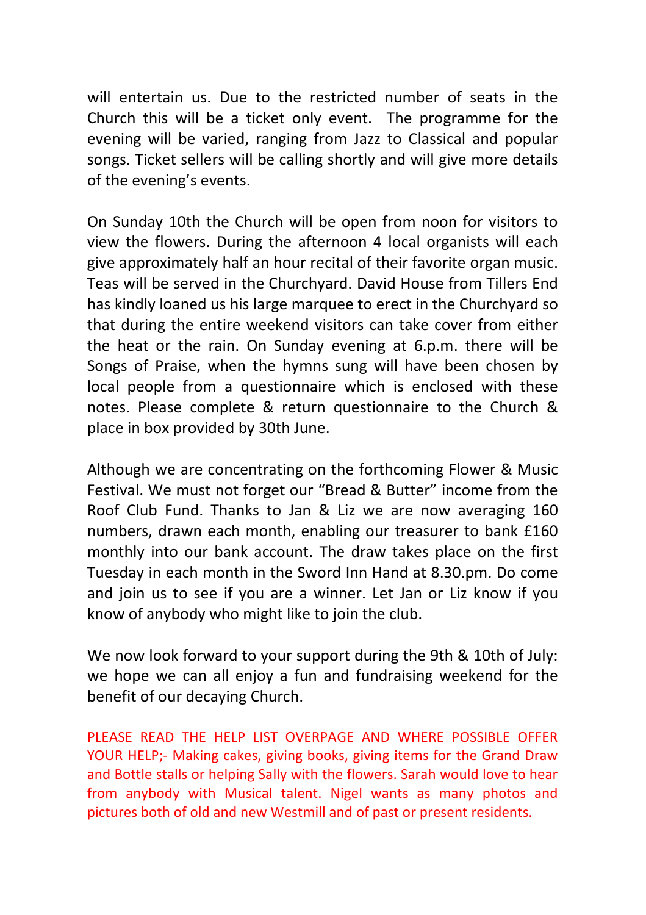will entertain us. Due to the restricted number of seats in the Church this will be a ticket only event. The programme for the evening will be varied, ranging from Jazz to Classical and popular songs. Ticket sellers will be calling shortly and will give more details of the evening's events.

On Sunday 10th the Church will be open from noon for visitors to view the flowers. During the afternoon 4 local organists will each give approximately half an hour recital of their favorite organ music. Teas will be served in the Churchyard. David House from Tillers End has kindly loaned us his large marquee to erect in the Churchyard so that during the entire weekend visitors can take cover from either the heat or the rain. On Sunday evening at 6.p.m. there will be Songs of Praise, when the hymns sung will have been chosen by local people from a questionnaire which is enclosed with these notes. Please complete & return questionnaire to the Church & place in box provided by 30th June.

Although we are concentrating on the forthcoming Flower & Music Festival. We must not forget our "Bread & Butter" income from the Roof Club Fund. Thanks to Jan & Liz we are now averaging 160 numbers, drawn each month, enabling our treasurer to bank £160 monthly into our bank account. The draw takes place on the first Tuesday in each month in the Sword Inn Hand at 8.30.pm. Do come and join us to see if you are a winner. Let Jan or Liz know if you know of anybody who might like to join the club.

We now look forward to your support during the 9th & 10th of July: we hope we can all enjoy a fun and fundraising weekend for the benefit of our decaying Church.

PLEASE READ THE HELP LIST OVERPAGE AND WHERE POSSIBLE OFFER YOUR HELP;- Making cakes, giving books, giving items for the Grand Draw and Bottle stalls or helping Sally with the flowers. Sarah would love to hear from anybody with Musical talent. Nigel wants as many photos and pictures both of old and new Westmill and of past or present residents.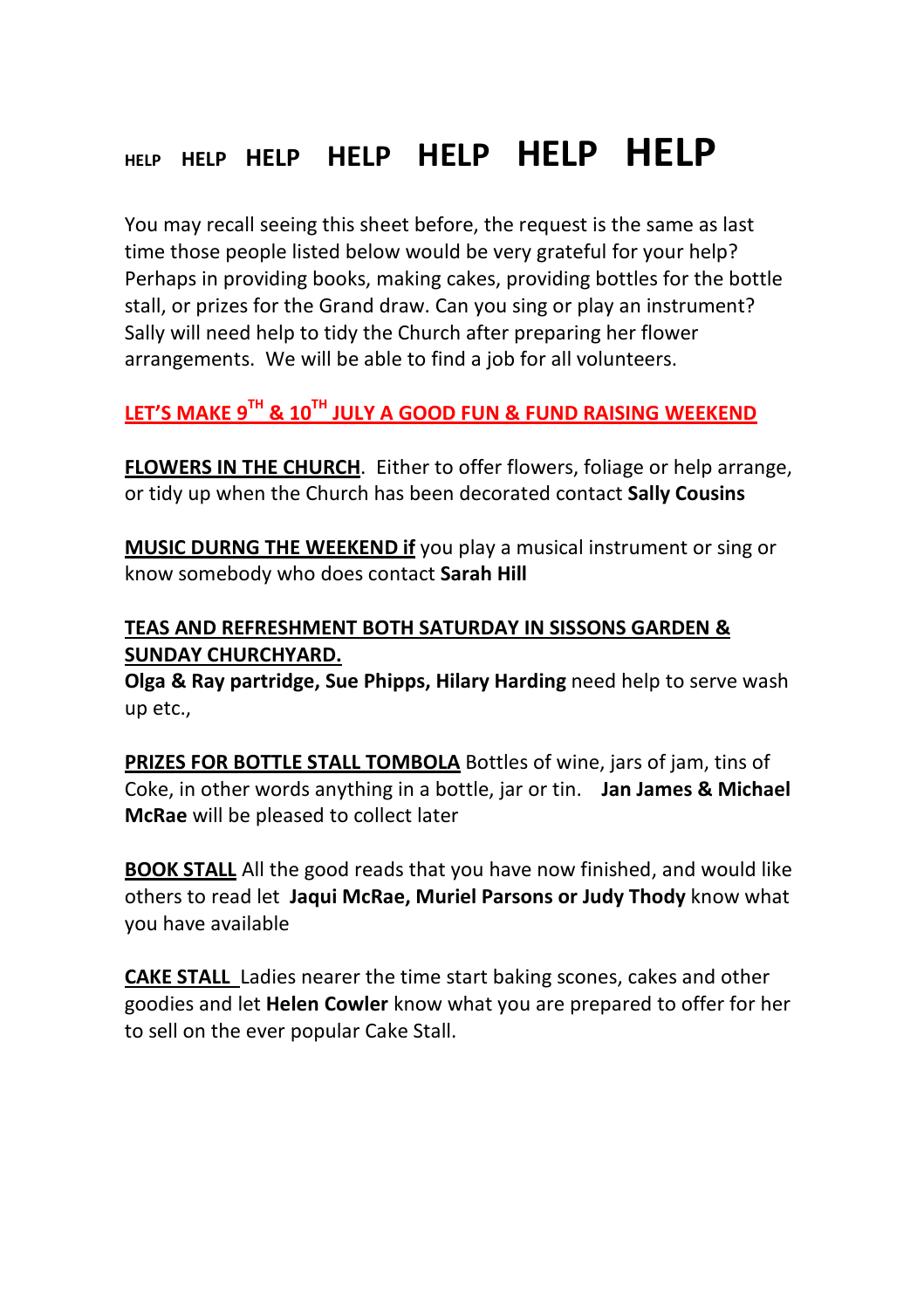# HELP HELP HELP HELP HELP HELP HELP

You may recall seeing this sheet before, the request is the same as last time those people listed below would be very grateful for your help? Perhaps in providing books, making cakes, providing bottles for the bottle stall, or prizes for the Grand draw. Can you sing or play an instrument? Sally will need help to tidy the Church after preparing her flower arrangements. We will be able to find a job for all volunteers.

**LET'S MAKE 9TH & 10TH JULY A GOOD FUN & FUND RAISING WEEKEND**

**FLOWERS IN THE CHURCH**. Either to offer flowers, foliage or help arrange, or tidy up when the Church has been decorated contact **Sally Cousins**

**MUSIC DURNG THE WEEKEND if** you play a musical instrument or sing or know somebody who does contact **Sarah Hill**

**TEAS AND REFRESHMENT BOTH SATURDAY IN SISSONS GARDEN & SUNDAY CHURCHYARD.**

**Olga & Ray partridge, Sue Phipps, Hilary Harding** need help to serve wash up etc.,

**PRIZES FOR BOTTLE STALL TOMBOLA** Bottles of wine, jars of jam, tins of Coke, in other words anything in a bottle, jar or tin. **Jan James & Michael McRae** will be pleased to collect later

**BOOK STALL** All the good reads that you have now finished, and would like others to read let **Jaqui McRae, Muriel Parsons or Judy Thody** know what you have available

**CAKE STALL** Ladies nearer the time start baking scones, cakes and other goodies and let **Helen Cowler** know what you are prepared to offer for her to sell on the ever popular Cake Stall.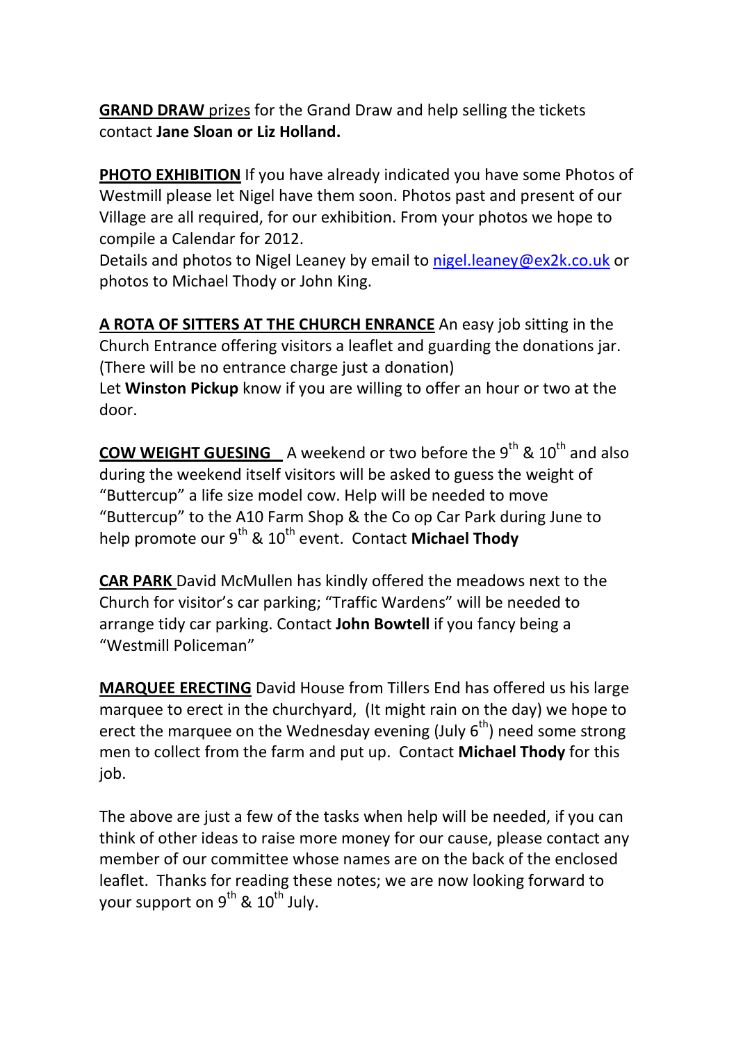**GRAND DRAW** prizes for the Grand Draw and help selling the tickets contact **Jane Sloan or Liz Holland.**

**PHOTO EXHIBITION** If you have already indicated you have some Photos of Westmill please let Nigel have them soon. Photos past and present of our Village are all required, for our exhibition. From your photos we hope to compile a Calendar for 2012.
Details and photos to Nigel Leaney by email to nigel.leaney@ex2k.co.uk or photos to Michael Thody or John King.

**A ROTA OF SITTERS AT THE CHURCH ENRANCE** An easy job sitting in the Church Entrance offering visitors a leaflet and guarding the donations jar. (There will be no entrance charge just a donation)
Let **Winston Pickup** know if you are willing to offer an hour or two at the door.

**COW WEIGHT GUESING** A weekend or two before the 9th & 10th and also during the weekend itself visitors will be asked to guess the weight of "Buttercup" a life size model cow. Help will be needed to move "Buttercup" to the A10 Farm Shop & the Co op Car Park during June to help promote our 9th & 10th event. Contact **Michael Thody**

**CAR PARK** David McMullen has kindly offered the meadows next to the Church for visitor's car parking; "Traffic Wardens" will be needed to arrange tidy car parking. Contact **John Bowtell** if you fancy being a "Westmill Policeman"

**MARQUEE ERECTING** David House from Tillers End has offered us his large marquee to erect in the churchyard, (It might rain on the day) we hope to erect the marquee on the Wednesday evening (July 6th) need some strong men to collect from the farm and put up. Contact **Michael Thody** for this job.

The above are just a few of the tasks when help will be needed, if you can think of other ideas to raise more money for our cause, please contact any member of our committee whose names are on the back of the enclosed leaflet. Thanks for reading these notes; we are now looking forward to your support on 9th & 10th July.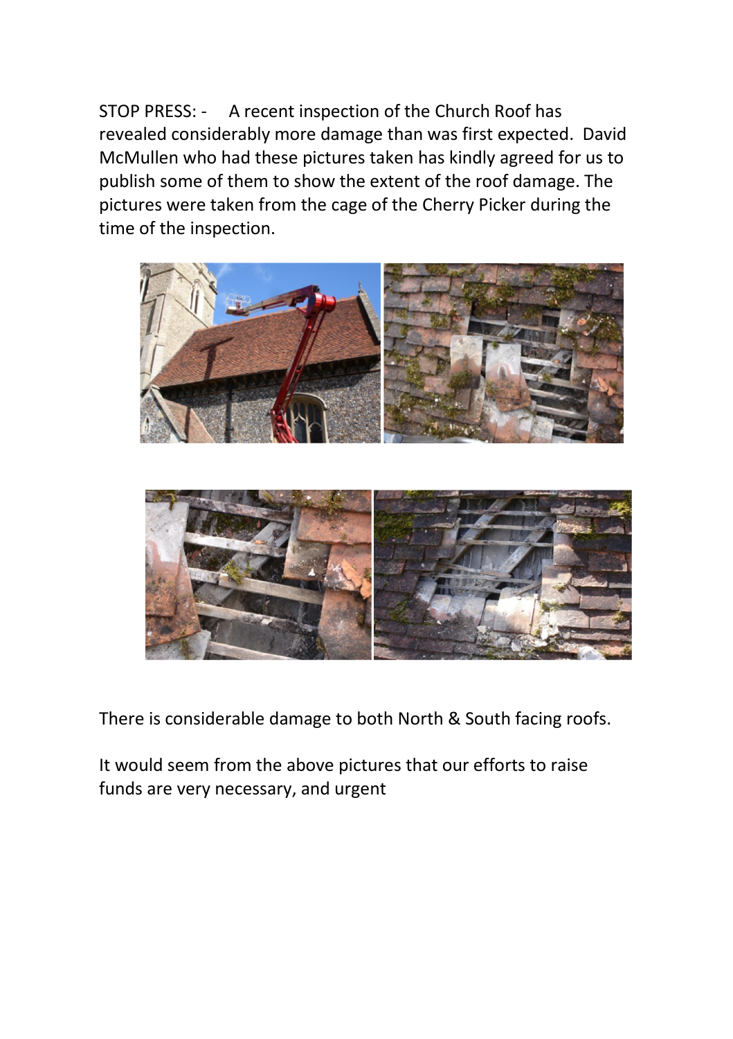STOP PRESS: - A recent inspection of the Church Roof has revealed considerably more damage than was first expected. David McMullen who had these pictures taken has kindly agreed for us to publish some of them to show the extent of the roof damage. The pictures were taken from the cage of the Cherry Picker during the time of the inspection.

There is considerable damage to both North & South facing roofs.

It would seem from the above pictures that our efforts to raise funds are very necessary, and urgent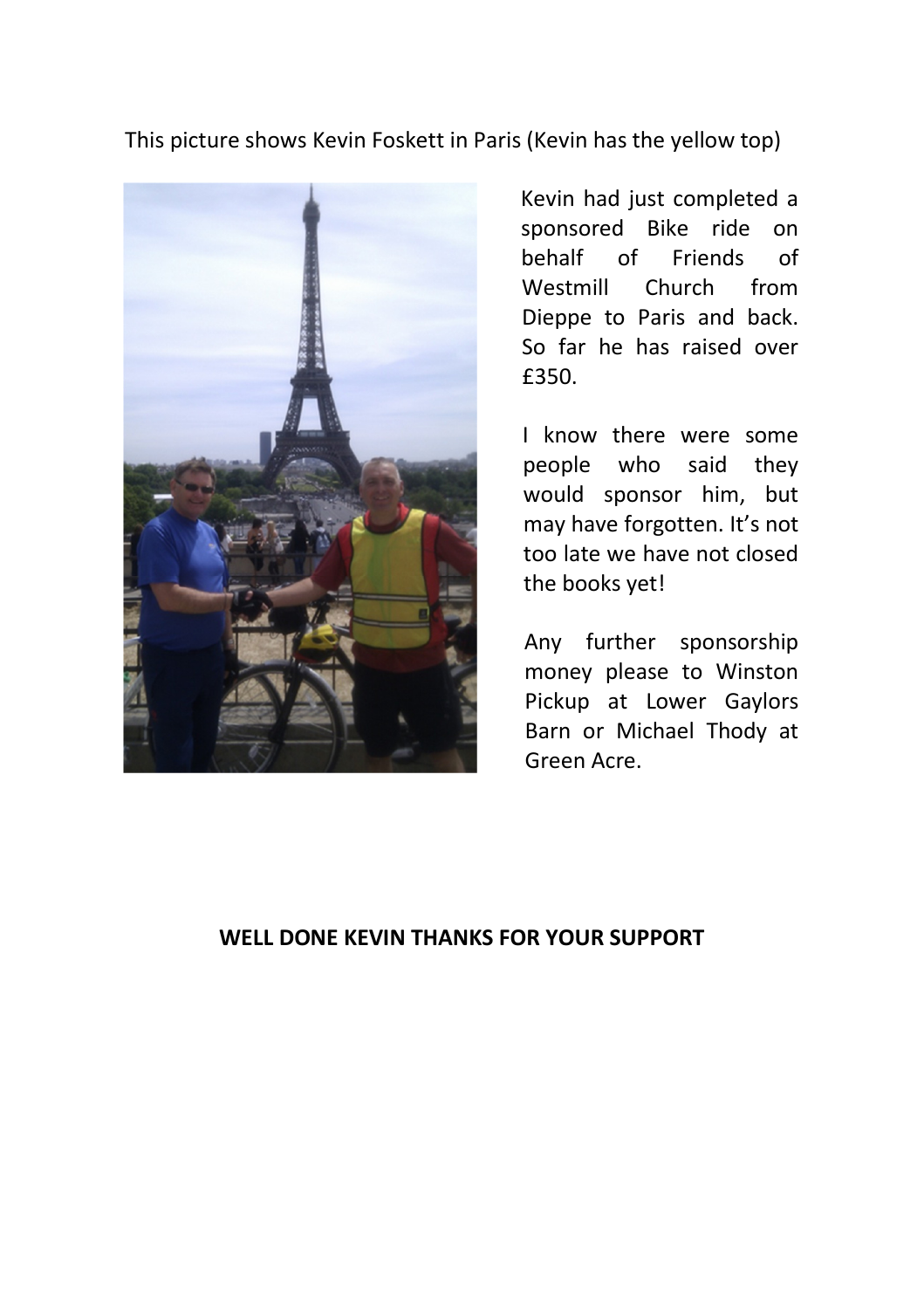This picture shows Kevin Foskett in Paris (Kevin has the yellow top)

Kevin had just completed a sponsored Bike ride on behalf of Friends of Westmill Church from Dieppe to Paris and back. So far he has raised over £350.

I know there were some people who said they would sponsor him, but may have forgotten. It's not too late we have not closed the books yet!

Any further sponsorship money please to Winston Pickup at Lower Gaylors Barn or Michael Thody at Green Acre.

**WELL DONE KEVIN THANKS FOR YOUR SUPPORT**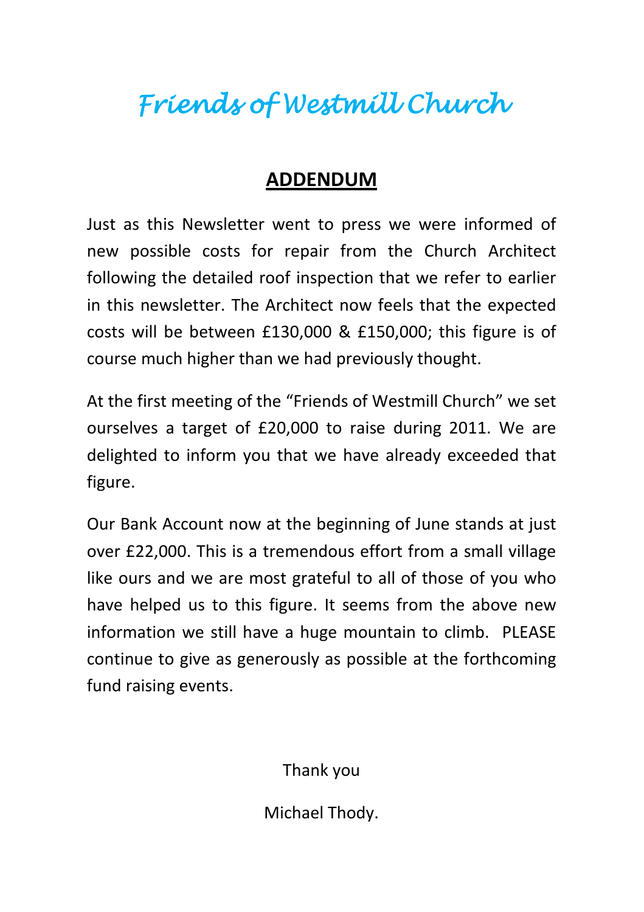# *Friends of Westmill Church*

## ADDENDUM

Just as this Newsletter went to press we were informed of new possible costs for repair from the Church Architect following the detailed roof inspection that we refer to earlier in this newsletter. The Architect now feels that the expected costs will be between £130,000 & £150,000; this figure is of course much higher than we had previously thought.

At the first meeting of the "Friends of Westmill Church" we set ourselves a target of £20,000 to raise during 2011. We are delighted to inform you that we have already exceeded that figure.

Our Bank Account now at the beginning of June stands at just over £22,000. This is a tremendous effort from a small village like ours and we are most grateful to all of those of you who have helped us to this figure. It seems from the above new information we still have a huge mountain to climb. PLEASE continue to give as generously as possible at the forthcoming fund raising events.

Thank you

Michael Thody.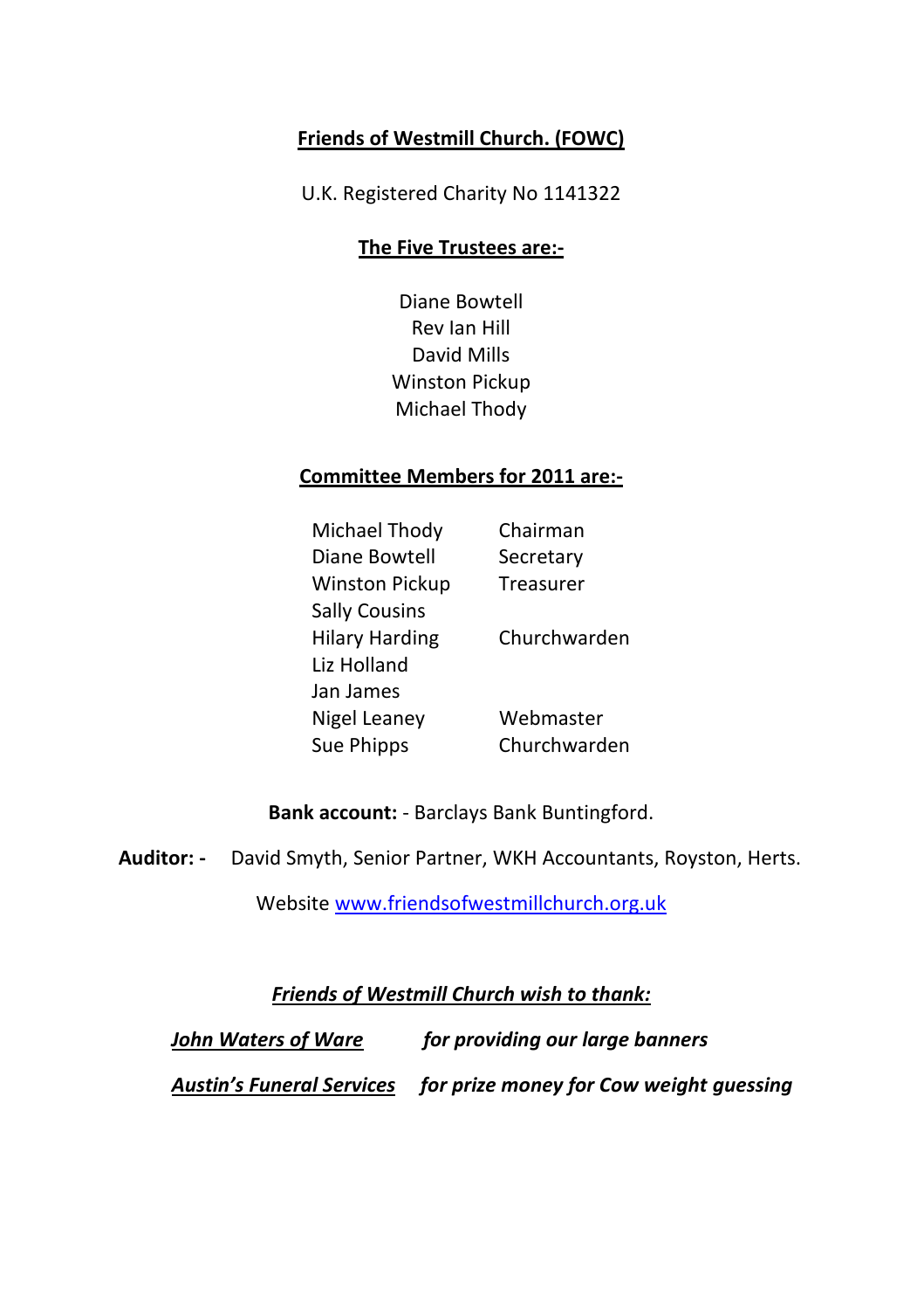## Friends of Westmill Church. (FOWC)

U.K. Registered Charity No 1141322

### The Five Trustees are:-

Diane Bowtell
Rev Ian Hill
David Mills
Winston Pickup
Michael Thody

### Committee Members for 2011 are:-

| | |
|---|---|
| Michael Thody | Chairman |
| Diane Bowtell | Secretary |
| Winston Pickup | Treasurer |
| Sally Cousins | |
| Hilary Harding | Churchwarden |
| Liz Holland | |
| Jan James | |
| Nigel Leaney | Webmaster |
| Sue Phipps | Churchwarden |

**Bank account:** - Barclays Bank Buntingford.

**Auditor: -** David Smyth, Senior Partner, WKH Accountants, Royston, Herts.

Website www.friendsofwestmillchurch.org.uk

***Friends of Westmill Church wish to thank:***

***John Waters of Ware*** *for providing our large banners*

***Austin's Funeral Services*** *for prize money for Cow weight guessing*